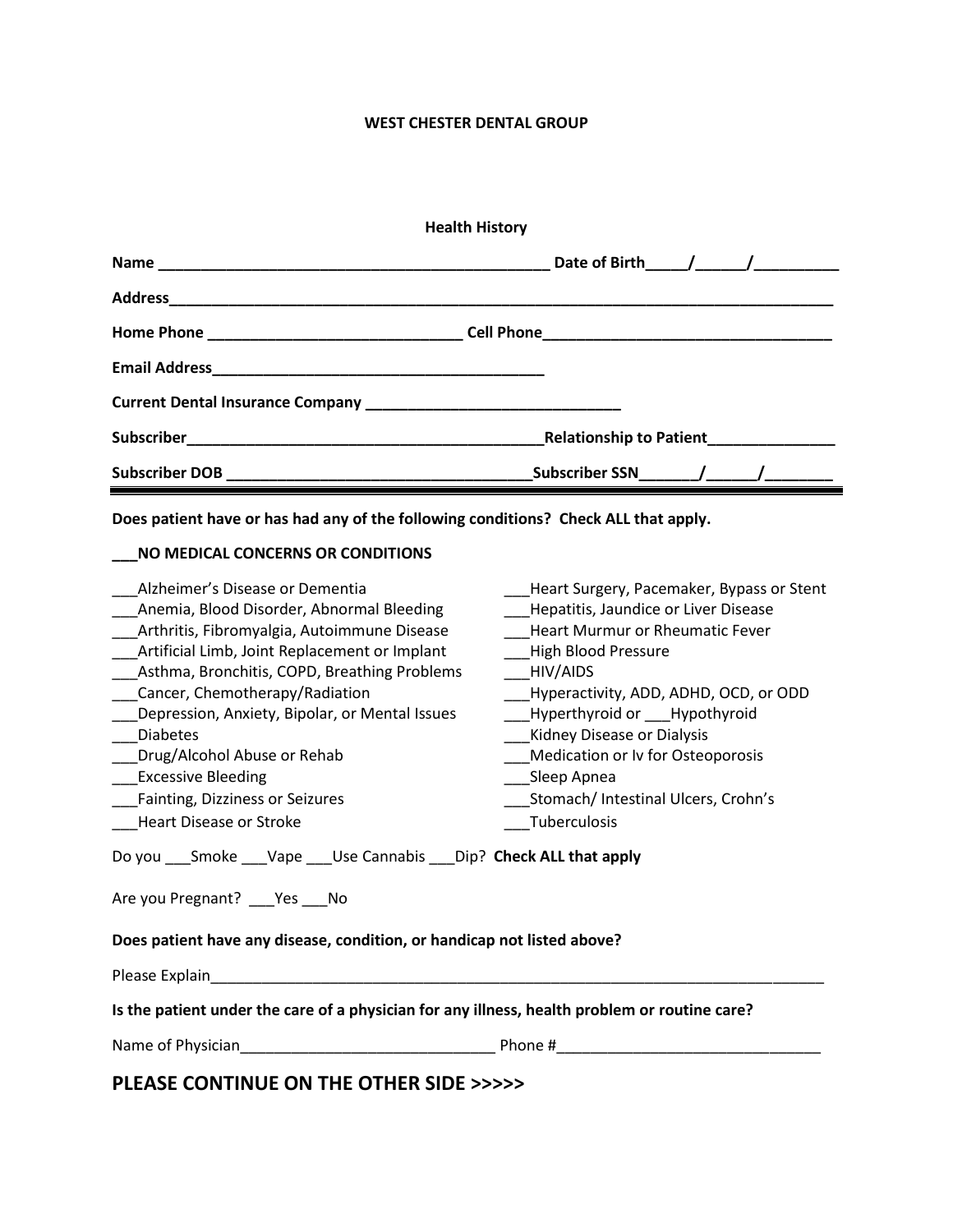**WEST CHESTER DENTAL GROUP**

**Health History**

**Name ______________________________________________ Date of Birth_____/______/__________**

**Address________________________________________________________________________________**

**Home Phone ______________________________ Cell Phone__________________________________**

**Email Address_______________________________________**

**Current Dental Insurance Company _____________________________**

**Subscriber_________________________________________Relationship to Patient_______________**

**Subscriber DOB ___________________________________Subscriber SSN_______/______/________**

---

**Does patient have or has had any of the following conditions? Check ALL that apply.**

**___NO MEDICAL CONCERNS OR CONDITIONS**

___Alzheimer's Disease or Dementia
___Anemia, Blood Disorder, Abnormal Bleeding
___Arthritis, Fibromyalgia, Autoimmune Disease
___Artificial Limb, Joint Replacement or Implant
___Asthma, Bronchitis, COPD, Breathing Problems
___Cancer, Chemotherapy/Radiation
___Depression, Anxiety, Bipolar, or Mental Issues
___Diabetes
___Drug/Alcohol Abuse or Rehab
___Excessive Bleeding
___Fainting, Dizziness or Seizures
___Heart Disease or Stroke
___Heart Surgery, Pacemaker, Bypass or Stent
___Hepatitis, Jaundice or Liver Disease
___Heart Murmur or Rheumatic Fever
___High Blood Pressure
___HIV/AIDS
___Hyperactivity, ADD, ADHD, OCD, or ODD
___Hyperthyroid or ___Hypothyroid
___Kidney Disease or Dialysis
___Medication or Iv for Osteoporosis
___Sleep Apnea
___Stomach/ Intestinal Ulcers, Crohn's
___Tuberculosis

Do you ___Smoke ___Vape ___Use Cannabis ___Dip? **Check ALL that apply**

Are you Pregnant? ___Yes ___No

**Does patient have any disease, condition, or handicap not listed above?**

Please Explain____________________________________________________________________________

**Is the patient under the care of a physician for any illness, health problem or routine care?**

Name of Physician______________________________ Phone #______________________________

## PLEASE CONTINUE ON THE OTHER SIDE >>>>>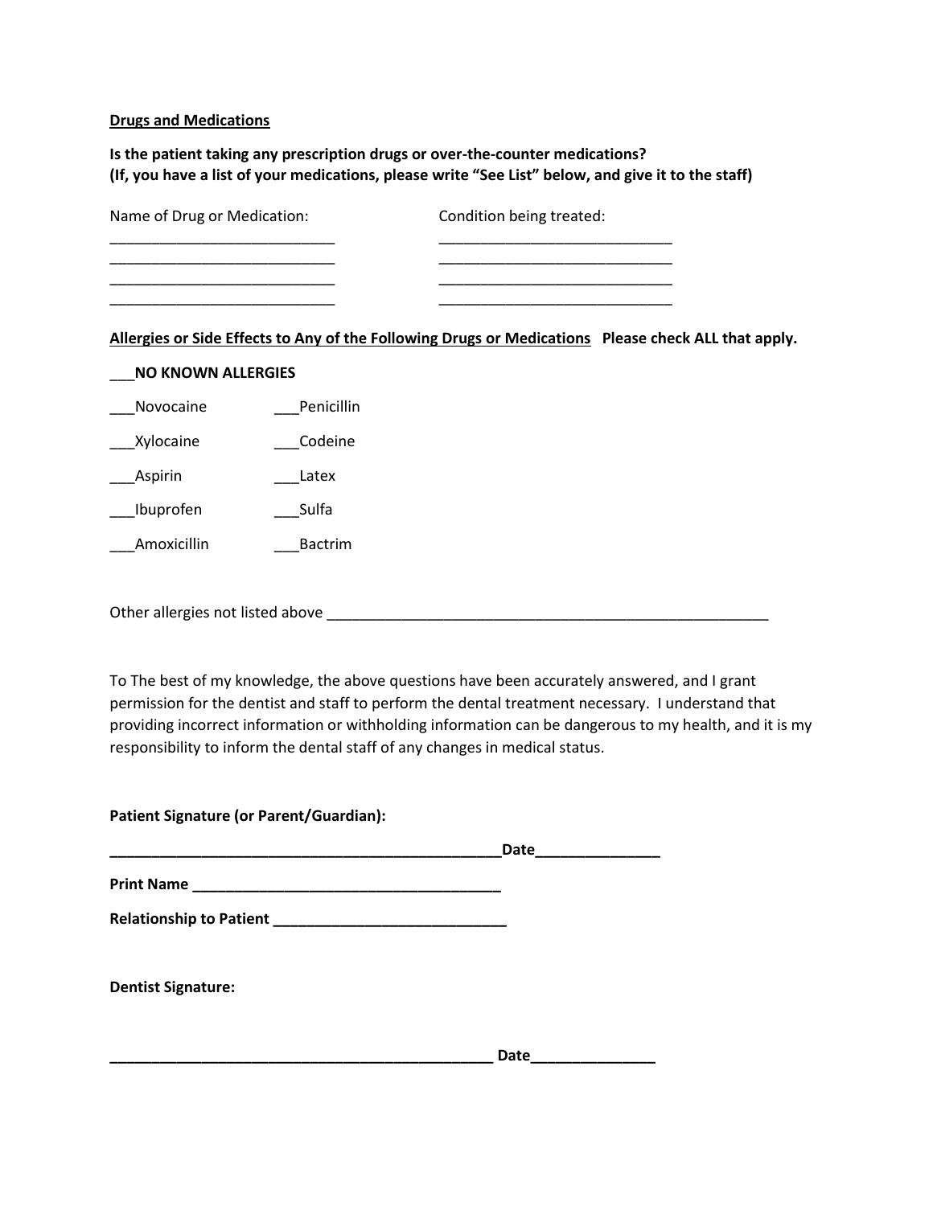**<u>Drugs and Medications</u>**

**Is the patient taking any prescription drugs or over-the-counter medications?**
**(If, you have a list of your medications, please write "See List" below, and give it to the staff)**

| Name of Drug or Medication: | Condition being treated: |
|---|---|
| ____________________________ | _____________________________ |
| ____________________________ | _____________________________ |
| ____________________________ | _____________________________ |
| ____________________________ | _____________________________ |

**<u>Allergies or Side Effects to Any of the Following Drugs or Medications</u>   Please check ALL that apply.**

**___NO KNOWN ALLERGIES**

| | |
|---|---|
| ___Novocaine | ___Penicillin |
| ___Xylocaine | ___Codeine |
| ___Aspirin | ___Latex |
| ___Ibuprofen | ___Sulfa |
| ___Amoxicillin | ___Bactrim |

Other allergies not listed above _________________________________________________________

To The best of my knowledge, the above questions have been accurately answered, and I grant permission for the dentist and staff to perform the dental treatment necessary. I understand that providing incorrect information or withholding information can be dangerous to my health, and it is my responsibility to inform the dental staff of any changes in medical status.

**Patient Signature (or Parent/Guardian):**

**_________________________________________________Date_______________**

**Print Name ______________________________________**

**Relationship to Patient _____________________________**

**Dentist Signature:**

**________________________________________________ Date_______________**